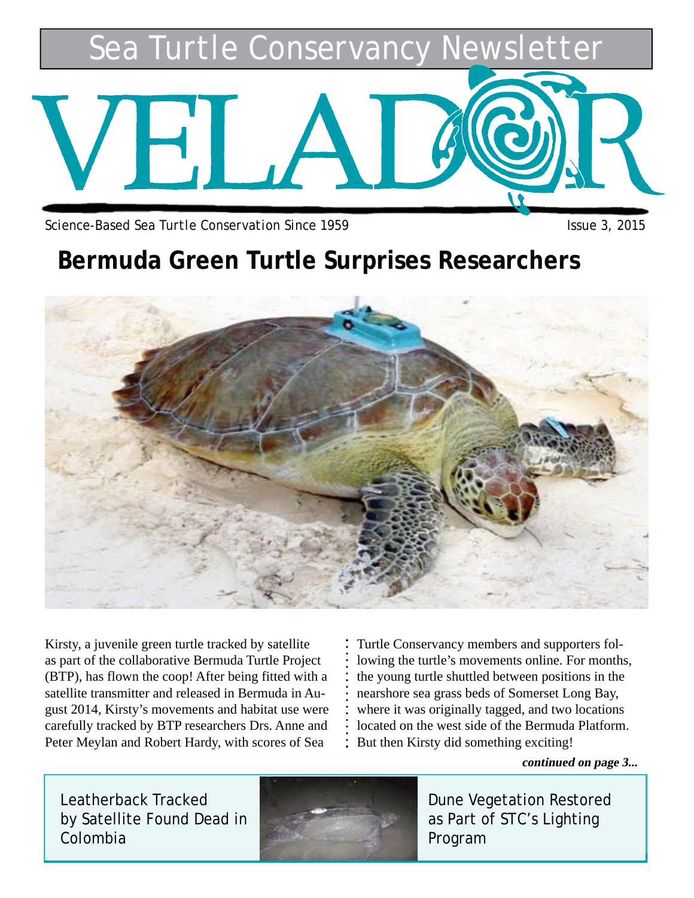Sea Turtle Conservancy Newsletter

# VELADOR

Science-Based Sea Turtle Conservation Since 1959

Issue 3, 2015

## Bermuda Green Turtle Surprises Researchers

Kirsty, a juvenile green turtle tracked by satellite as part of the collaborative Bermuda Turtle Project (BTP), has flown the coop! After being fitted with a satellite transmitter and released in Bermuda in August 2014, Kirsty's movements and habitat use were carefully tracked by BTP researchers Drs. Anne and Peter Meylan and Robert Hardy, with scores of Sea Turtle Conservancy members and supporters following the turtle's movements online. For months, the young turtle shuttled between positions in the nearshore sea grass beds of Somerset Long Bay, where it was originally tagged, and two locations located on the west side of the Bermuda Platform. But then Kirsty did something exciting!

***continued on page 3...***

Leatherback Tracked by Satellite Found Dead in Colombia

Dune Vegetation Restored as Part of STC's Lighting Program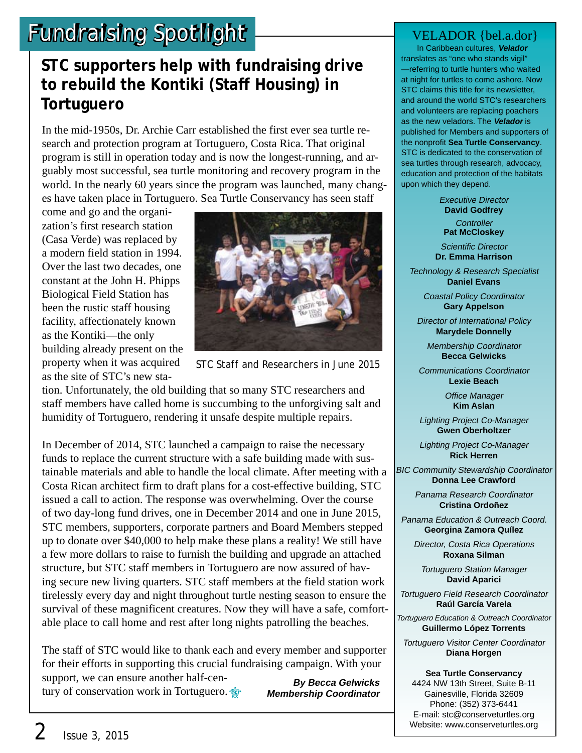# Fundraising Spotlight

## STC supporters help with fundraising drive to rebuild the Kontiki (Staff Housing) in Tortuguero

In the mid-1950s, Dr. Archie Carr established the first ever sea turtle research and protection program at Tortuguero, Costa Rica. That original program is still in operation today and is now the longest-running, and arguably most successful, sea turtle monitoring and recovery program in the world. In the nearly 60 years since the program was launched, many changes have taken place in Tortuguero. Sea Turtle Conservancy has seen staff come and go and the organization's first research station (Casa Verde) was replaced by a modern field station in 1994. Over the last two decades, one constant at the John H. Phipps Biological Field Station has been the rustic staff housing facility, affectionately known as the Kontiki—the only building already present on the property when it was acquired as the site of STC's new station. Unfortunately, the old building that so many STC researchers and staff members have called home is succumbing to the unforgiving salt and humidity of Tortuguero, rendering it unsafe despite multiple repairs.

STC Staff and Researchers in June 2015

In December of 2014, STC launched a campaign to raise the necessary funds to replace the current structure with a safe building made with sustainable materials and able to handle the local climate. After meeting with a Costa Rican architect firm to draft plans for a cost-effective building, STC issued a call to action. The response was overwhelming. Over the course of two day-long fund drives, one in December 2014 and one in June 2015, STC members, supporters, corporate partners and Board Members stepped up to donate over $40,000 to help make these plans a reality! We still have a few more dollars to raise to furnish the building and upgrade an attached structure, but STC staff members in Tortuguero are now assured of having secure new living quarters. STC staff members at the field station work tirelessly every day and night throughout turtle nesting season to ensure the survival of these magnificent creatures. Now they will have a safe, comfortable place to call home and rest after long nights patrolling the beaches.

The staff of STC would like to thank each and every member and supporter for their efforts in supporting this crucial fundraising campaign. With your support, we can ensure another half-century of conservation work in Tortuguero.

***By Becca Gelwicks***
***Membership Coordinator***

---

## VELADOR {bel.a.dor}

In Caribbean cultures, ***Velador*** translates as "one who stands vigil" —referring to turtle hunters who waited at night for turtles to come ashore. Now STC claims this title for its newsletter, and around the world STC's researchers and volunteers are replacing poachers as the new veladors. The ***Velador*** is published for Members and supporters of the nonprofit **Sea Turtle Conservancy**. STC is dedicated to the conservation of sea turtles through research, advocacy, education and protection of the habitats upon which they depend.

*Executive Director*
**David Godfrey**

*Controller*
**Pat McCloskey**

*Scientific Director*
**Dr. Emma Harrison**

*Technology & Research Specialist*
**Daniel Evans**

*Coastal Policy Coordinator*
**Gary Appelson**

*Director of International Policy*
**Marydele Donnelly**

*Membership Coordinator*
**Becca Gelwicks**

*Communications Coordinator*
**Lexie Beach**

*Office Manager*
**Kim Aslan**

*Lighting Project Co-Manager*
**Gwen Oberholtzer**

*Lighting Project Co-Manager*
**Rick Herren**

*BIC Community Stewardship Coordinator*
**Donna Lee Crawford**

*Panama Research Coordinator*
**Cristina Ordoñez**

*Panama Education & Outreach Coord.*
**Georgina Zamora Quílez**

*Director, Costa Rica Operations*
**Roxana Silman**

*Tortuguero Station Manager*
**David Aparici**

*Tortuguero Field Research Coordinator*
**Raúl García Varela**

*Tortuguero Education & Outreach Coordinator*
**Guillermo López Torrents**

*Tortuguero Visitor Center Coordinator*
**Diana Horgen**

**Sea Turtle Conservancy**
4424 NW 13th Street, Suite B-11
Gainesville, Florida 32609
Phone: (352) 373-6441
E-mail: stc@conserveturtles.org
Website: www.conserveturtles.org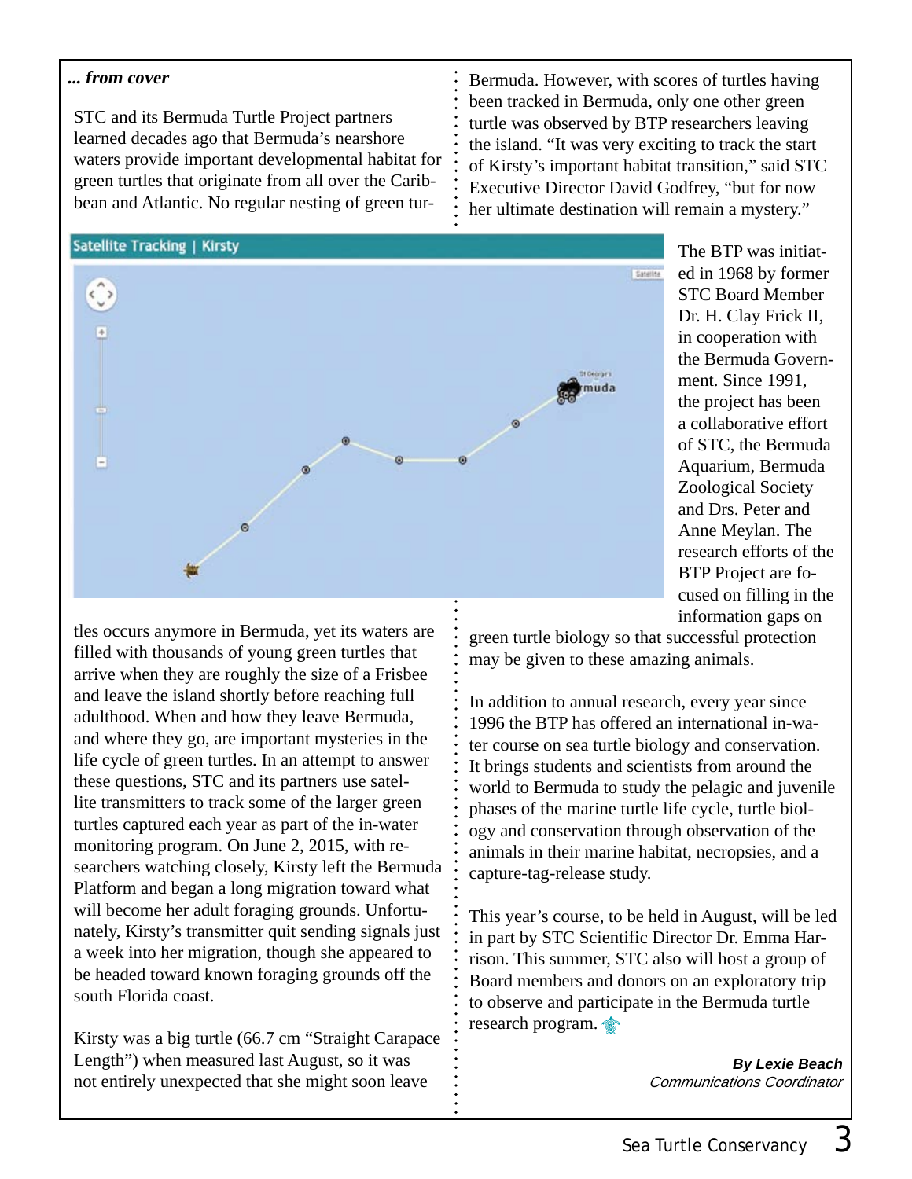***... from cover***

STC and its Bermuda Turtle Project partners learned decades ago that Bermuda's nearshore waters provide important developmental habitat for green turtles that originate from all over the Caribbean and Atlantic. No regular nesting of green turtles occurs anymore in Bermuda, yet its waters are filled with thousands of young green turtles that arrive when they are roughly the size of a Frisbee and leave the island shortly before reaching full adulthood. When and how they leave Bermuda, and where they go, are important mysteries in the life cycle of green turtles. In an attempt to answer these questions, STC and its partners use satellite transmitters to track some of the larger green turtles captured each year as part of the in-water monitoring program. On June 2, 2015, with researchers watching closely, Kirsty left the Bermuda Platform and began a long migration toward what will become her adult foraging grounds. Unfortunately, Kirsty's transmitter quit sending signals just a week into her migration, though she appeared to be headed toward known foraging grounds off the south Florida coast.

Kirsty was a big turtle (66.7 cm "Straight Carapace Length") when measured last August, so it was not entirely unexpected that she might soon leave Bermuda. However, with scores of turtles having been tracked in Bermuda, only one other green turtle was observed by BTP researchers leaving the island. "It was very exciting to track the start of Kirsty's important habitat transition," said STC Executive Director David Godfrey, "but for now her ultimate destination will remain a mystery."

Satellite Tracking | Kirsty

The BTP was initiated in 1968 by former STC Board Member Dr. H. Clay Frick II, in cooperation with the Bermuda Government. Since 1991, the project has been a collaborative effort of STC, the Bermuda Aquarium, Bermuda Zoological Society and Drs. Peter and Anne Meylan. The research efforts of the BTP Project are focused on filling in the information gaps on green turtle biology so that successful protection may be given to these amazing animals.

In addition to annual research, every year since 1996 the BTP has offered an international in-water course on sea turtle biology and conservation. It brings students and scientists from around the world to Bermuda to study the pelagic and juvenile phases of the marine turtle life cycle, turtle biology and conservation through observation of the animals in their marine habitat, necropsies, and a capture-tag-release study.

This year's course, to be held in August, will be led in part by STC Scientific Director Dr. Emma Harrison. This summer, STC also will host a group of Board members and donors on an exploratory trip to observe and participate in the Bermuda turtle research program.

***By Lexie Beach***
*Communications Coordinator*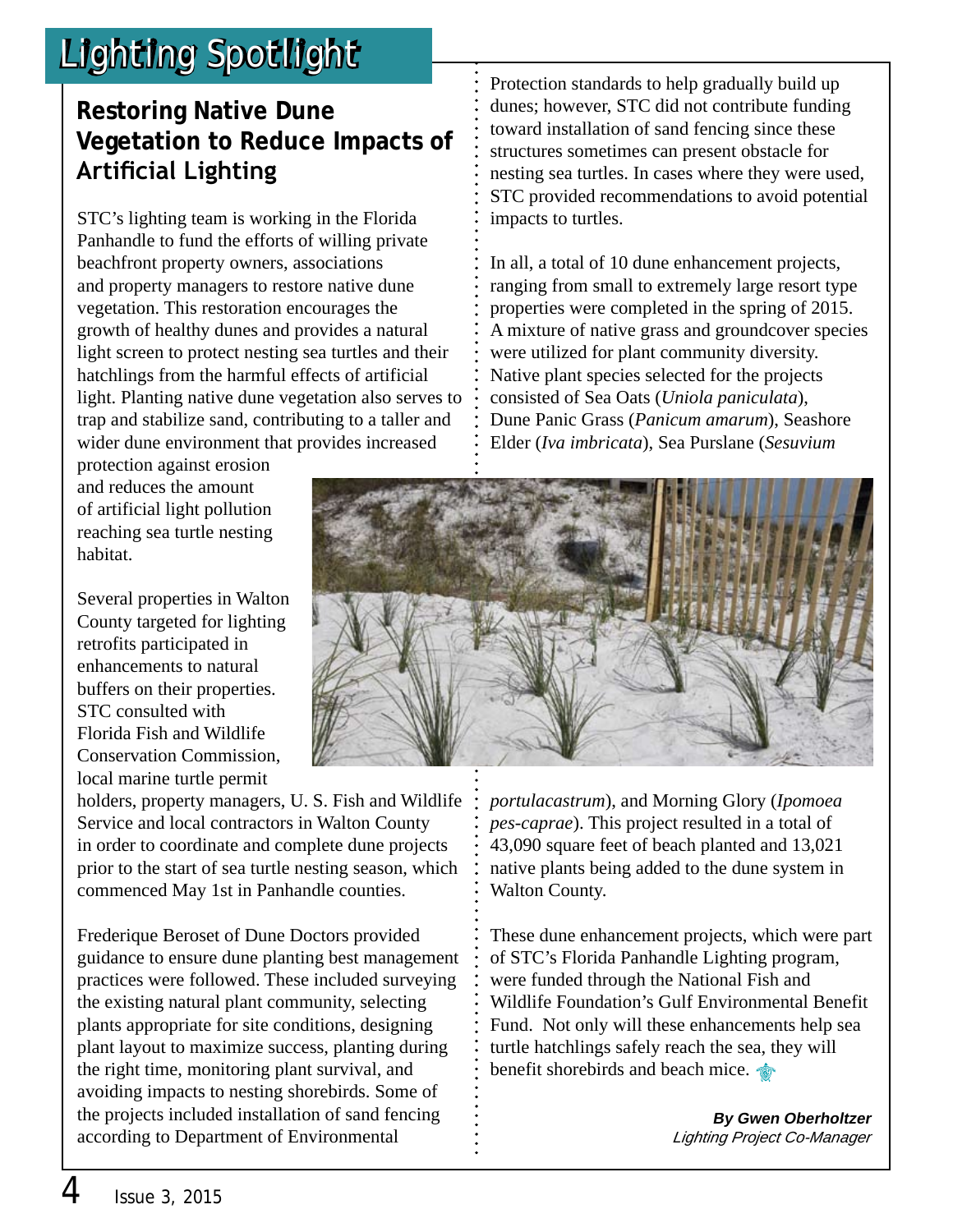# Lighting Spotlight

## Restoring Native Dune Vegetation to Reduce Impacts of Artificial Lighting

STC's lighting team is working in the Florida Panhandle to fund the efforts of willing private beachfront property owners, associations and property managers to restore native dune vegetation. This restoration encourages the growth of healthy dunes and provides a natural light screen to protect nesting sea turtles and their hatchlings from the harmful effects of artificial light. Planting native dune vegetation also serves to trap and stabilize sand, contributing to a taller and wider dune environment that provides increased protection against erosion and reduces the amount of artificial light pollution reaching sea turtle nesting habitat.

Several properties in Walton County targeted for lighting retrofits participated in enhancements to natural buffers on their properties. STC consulted with Florida Fish and Wildlife Conservation Commission, local marine turtle permit holders, property managers, U. S. Fish and Wildlife Service and local contractors in Walton County in order to coordinate and complete dune projects prior to the start of sea turtle nesting season, which commenced May 1st in Panhandle counties.

Frederique Beroset of Dune Doctors provided guidance to ensure dune planting best management practices were followed. These included surveying the existing natural plant community, selecting plants appropriate for site conditions, designing plant layout to maximize success, planting during the right time, monitoring plant survival, and avoiding impacts to nesting shorebirds. Some of the projects included installation of sand fencing according to Department of Environmental Protection standards to help gradually build up dunes; however, STC did not contribute funding toward installation of sand fencing since these structures sometimes can present obstacle for nesting sea turtles. In cases where they were used, STC provided recommendations to avoid potential impacts to turtles.

In all, a total of 10 dune enhancement projects, ranging from small to extremely large resort type properties were completed in the spring of 2015. A mixture of native grass and groundcover species were utilized for plant community diversity. Native plant species selected for the projects consisted of Sea Oats (*Uniola paniculata*), Dune Panic Grass (*Panicum amarum*), Seashore Elder (*Iva imbricata*), Sea Purslane (*Sesuvium portulacastrum*), and Morning Glory (*Ipomoea pes-caprae*). This project resulted in a total of 43,090 square feet of beach planted and 13,021 native plants being added to the dune system in Walton County.

These dune enhancement projects, which were part of STC's Florida Panhandle Lighting program, were funded through the National Fish and Wildlife Foundation's Gulf Environmental Benefit Fund. Not only will these enhancements help sea turtle hatchlings safely reach the sea, they will benefit shorebirds and beach mice.

***By Gwen Oberholtzer***
*Lighting Project Co-Manager*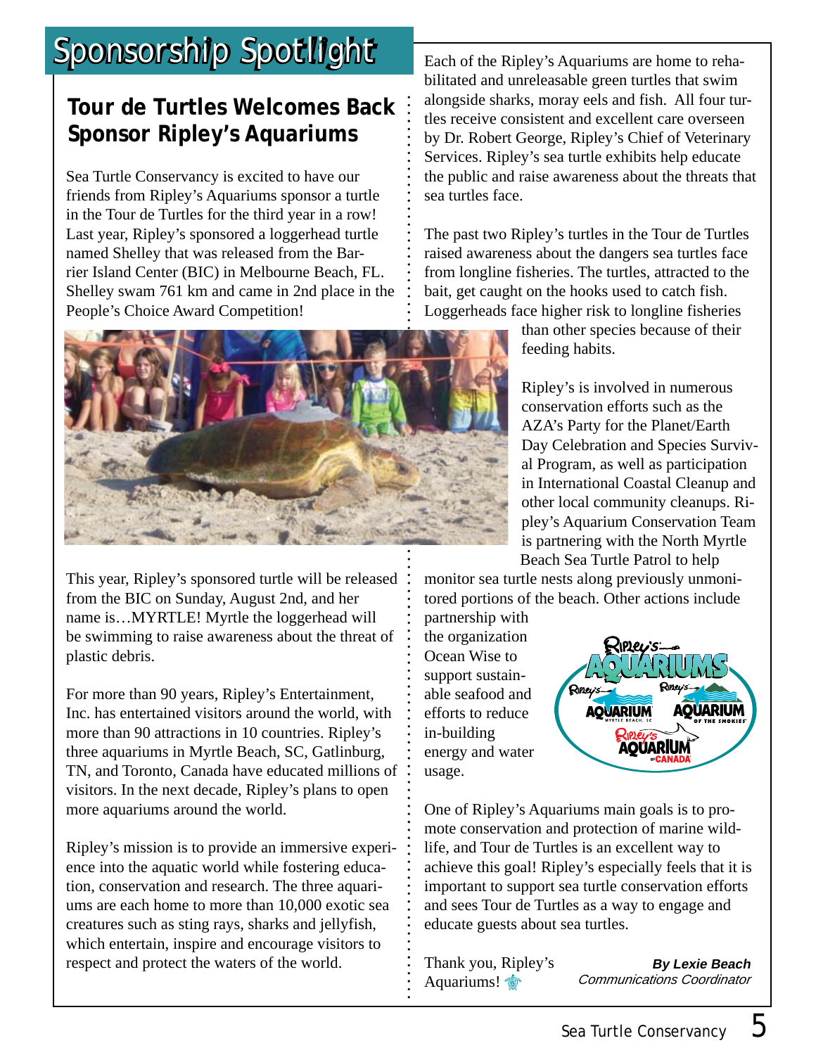# Sponsorship Spotlight

## Tour de Turtles Welcomes Back Sponsor Ripley's Aquariums

Sea Turtle Conservancy is excited to have our friends from Ripley's Aquariums sponsor a turtle in the Tour de Turtles for the third year in a row! Last year, Ripley's sponsored a loggerhead turtle named Shelley that was released from the Barrier Island Center (BIC) in Melbourne Beach, FL. Shelley swam 761 km and came in 2nd place in the People's Choice Award Competition!

This year, Ripley's sponsored turtle will be released from the BIC on Sunday, August 2nd, and her name is…MYRTLE! Myrtle the loggerhead will be swimming to raise awareness about the threat of plastic debris.

For more than 90 years, Ripley's Entertainment, Inc. has entertained visitors around the world, with more than 90 attractions in 10 countries. Ripley's three aquariums in Myrtle Beach, SC, Gatlinburg, TN, and Toronto, Canada have educated millions of visitors. In the next decade, Ripley's plans to open more aquariums around the world.

Ripley's mission is to provide an immersive experience into the aquatic world while fostering education, conservation and research. The three aquariums are each home to more than 10,000 exotic sea creatures such as sting rays, sharks and jellyfish, which entertain, inspire and encourage visitors to respect and protect the waters of the world.

Each of the Ripley's Aquariums are home to rehabilitated and unreleasable green turtles that swim alongside sharks, moray eels and fish. All four turtles receive consistent and excellent care overseen by Dr. Robert George, Ripley's Chief of Veterinary Services. Ripley's sea turtle exhibits help educate the public and raise awareness about the threats that sea turtles face.

The past two Ripley's turtles in the Tour de Turtles raised awareness about the dangers sea turtles face from longline fisheries. The turtles, attracted to the bait, get caught on the hooks used to catch fish. Loggerheads face higher risk to longline fisheries than other species because of their feeding habits.

Ripley's is involved in numerous conservation efforts such as the AZA's Party for the Planet/Earth Day Celebration and Species Survival Program, as well as participation in International Coastal Cleanup and other local community cleanups. Ripley's Aquarium Conservation Team is partnering with the North Myrtle Beach Sea Turtle Patrol to help monitor sea turtle nests along previously unmonitored portions of the beach. Other actions include partnership with the organization Ocean Wise to support sustainable seafood and efforts to reduce in-building energy and water usage.

One of Ripley's Aquariums main goals is to promote conservation and protection of marine wildlife, and Tour de Turtles is an excellent way to achieve this goal! Ripley's especially feels that it is important to support sea turtle conservation efforts and sees Tour de Turtles as a way to engage and educate guests about sea turtles.

Thank you, Ripley's Aquariums!

***By Lexie Beach***
*Communications Coordinator*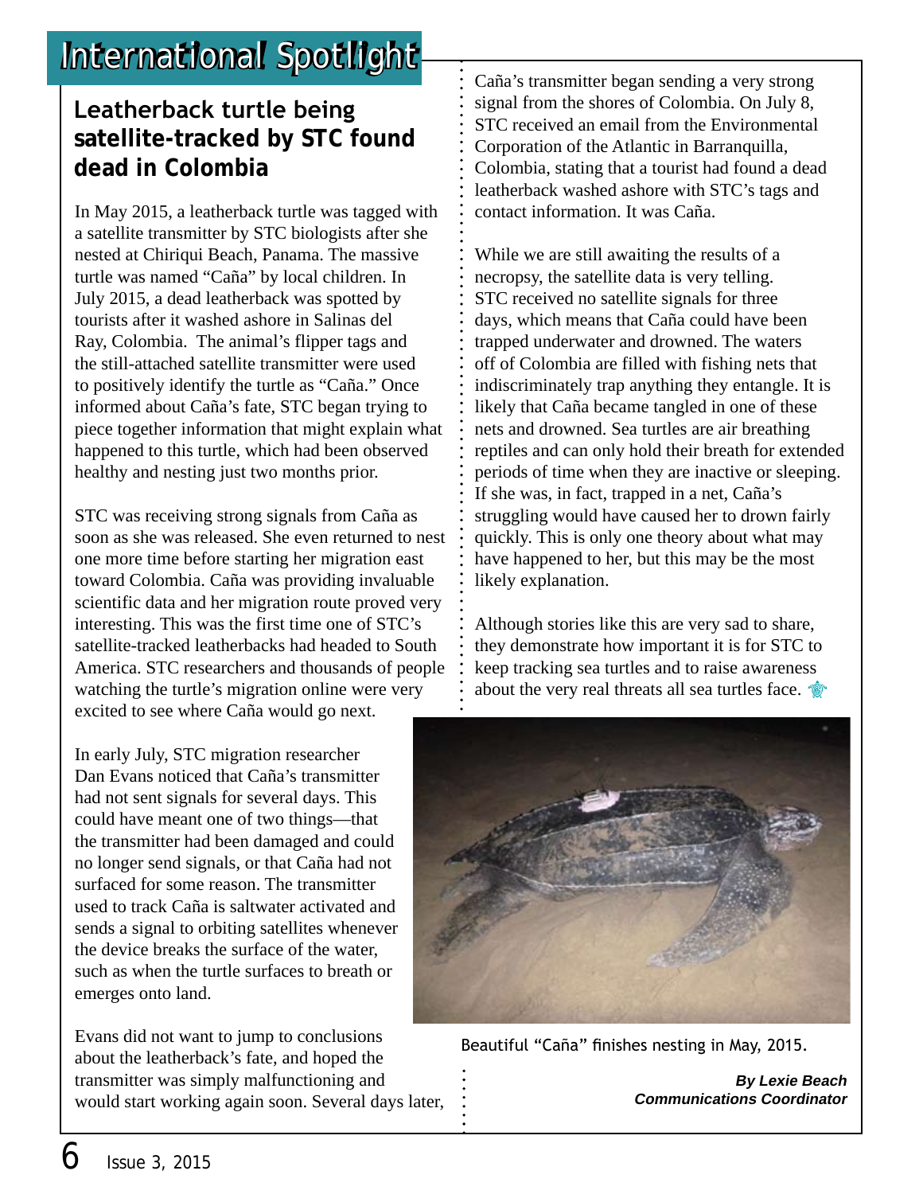# International Spotlight

## Leatherback turtle being satellite-tracked by STC found dead in Colombia

In May 2015, a leatherback turtle was tagged with a satellite transmitter by STC biologists after she nested at Chiriqui Beach, Panama. The massive turtle was named "Caña" by local children. In July 2015, a dead leatherback was spotted by tourists after it washed ashore in Salinas del Ray, Colombia. The animal's flipper tags and the still-attached satellite transmitter were used to positively identify the turtle as "Caña." Once informed about Caña's fate, STC began trying to piece together information that might explain what happened to this turtle, which had been observed healthy and nesting just two months prior.

STC was receiving strong signals from Caña as soon as she was released. She even returned to nest one more time before starting her migration east toward Colombia. Caña was providing invaluable scientific data and her migration route proved very interesting. This was the first time one of STC's satellite-tracked leatherbacks had headed to South America. STC researchers and thousands of people watching the turtle's migration online were very excited to see where Caña would go next.

In early July, STC migration researcher Dan Evans noticed that Caña's transmitter had not sent signals for several days. This could have meant one of two things—that the transmitter had been damaged and could no longer send signals, or that Caña had not surfaced for some reason. The transmitter used to track Caña is saltwater activated and sends a signal to orbiting satellites whenever the device breaks the surface of the water, such as when the turtle surfaces to breath or emerges onto land.

Evans did not want to jump to conclusions about the leatherback's fate, and hoped the transmitter was simply malfunctioning and would start working again soon. Several days later, Caña's transmitter began sending a very strong signal from the shores of Colombia. On July 8, STC received an email from the Environmental Corporation of the Atlantic in Barranquilla, Colombia, stating that a tourist had found a dead leatherback washed ashore with STC's tags and contact information. It was Caña.

While we are still awaiting the results of a necropsy, the satellite data is very telling. STC received no satellite signals for three days, which means that Caña could have been trapped underwater and drowned. The waters off of Colombia are filled with fishing nets that indiscriminately trap anything they entangle. It is likely that Caña became tangled in one of these nets and drowned. Sea turtles are air breathing reptiles and can only hold their breath for extended periods of time when they are inactive or sleeping. If she was, in fact, trapped in a net, Caña's struggling would have caused her to drown fairly quickly. This is only one theory about what may have happened to her, but this may be the most likely explanation.

Although stories like this are very sad to share, they demonstrate how important it is for STC to keep tracking sea turtles and to raise awareness about the very real threats all sea turtles face.

Beautiful "Caña" finishes nesting in May, 2015.

***By Lexie Beach***
***Communications Coordinator***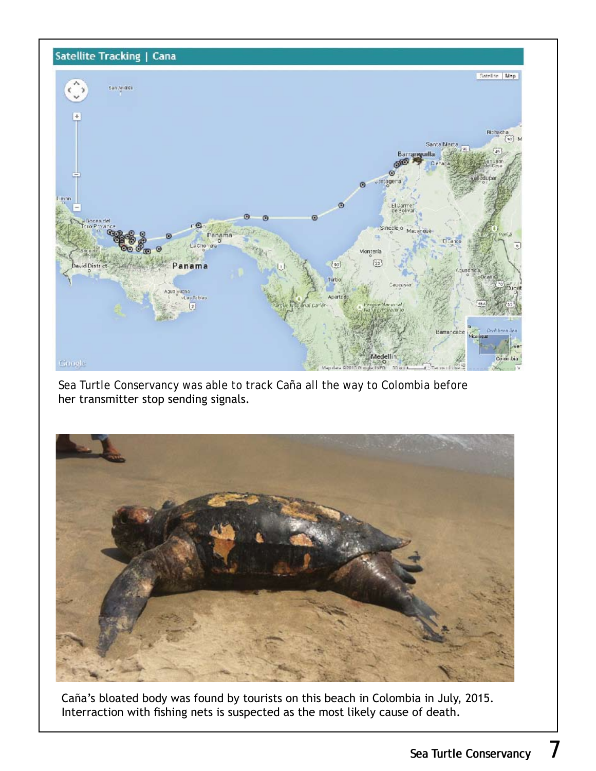## Satellite Tracking | Cana

Sea Turtle Conservancy was able to track Caña all the way to Colombia before her transmitter stop sending signals.

Caña's bloated body was found by tourists on this beach in Colombia in July, 2015. Interraction with fishing nets is suspected as the most likely cause of death.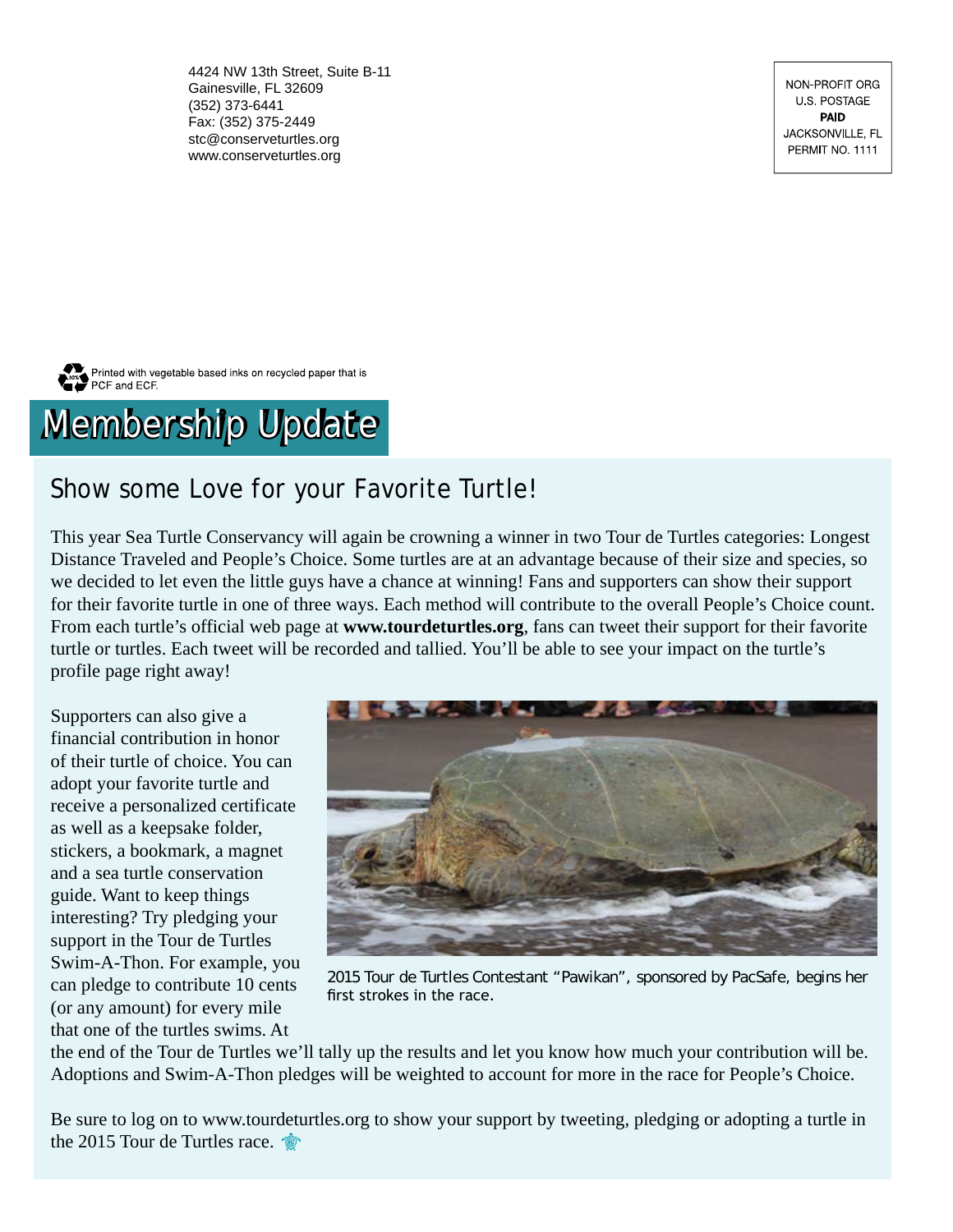4424 NW 13th Street, Suite B-11
Gainesville, FL 32609
(352) 373-6441
Fax: (352) 375-2449
stc@conserveturtles.org
www.conserveturtles.org

NON-PROFIT ORG
U.S. POSTAGE
**PAID**
JACKSONVILLE, FL
PERMIT NO. 1111

Printed with vegetable based inks on recycled paper that is PCF and ECF.

# Membership Update

## Show some Love for your Favorite Turtle!

This year Sea Turtle Conservancy will again be crowning a winner in two Tour de Turtles categories: Longest Distance Traveled and People's Choice. Some turtles are at an advantage because of their size and species, so we decided to let even the little guys have a chance at winning! Fans and supporters can show their support for their favorite turtle in one of three ways. Each method will contribute to the overall People's Choice count. From each turtle's official web page at **www.tourdeturtles.org**, fans can tweet their support for their favorite turtle or turtles. Each tweet will be recorded and tallied. You'll be able to see your impact on the turtle's profile page right away!

Supporters can also give a financial contribution in honor of their turtle of choice. You can adopt your favorite turtle and receive a personalized certificate as well as a keepsake folder, stickers, a bookmark, a magnet and a sea turtle conservation guide. Want to keep things interesting? Try pledging your support in the Tour de Turtles Swim-A-Thon. For example, you can pledge to contribute 10 cents (or any amount) for every mile that one of the turtles swims. At the end of the Tour de Turtles we'll tally up the results and let you know how much your contribution will be. Adoptions and Swim-A-Thon pledges will be weighted to account for more in the race for People's Choice.

2015 Tour de Turtles Contestant "Pawikan", sponsored by PacSafe, begins her first strokes in the race.

Be sure to log on to www.tourdeturtles.org to show your support by tweeting, pledging or adopting a turtle in the 2015 Tour de Turtles race.